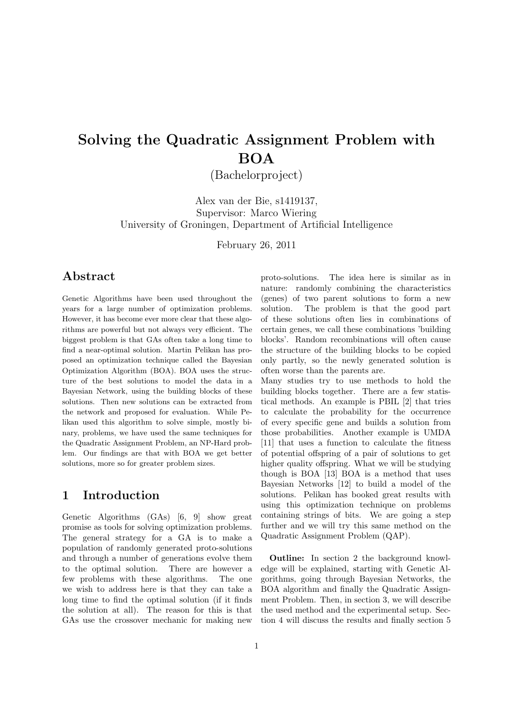# Solving the Quadratic Assignment Problem with BOA

(Bachelorproject)

Alex van der Bie, s1419137,
Supervisor: Marco Wiering
University of Groningen, Department of Artificial Intelligence

February 26, 2011

## Abstract

Genetic Algorithms have been used throughout the years for a large number of optimization problems. However, it has become ever more clear that these algorithms are powerful but not always very efficient. The biggest problem is that GAs often take a long time to find a near-optimal solution. Martin Pelikan has proposed an optimization technique called the Bayesian Optimization Algorithm (BOA). BOA uses the structure of the best solutions to model the data in a Bayesian Network, using the building blocks of these solutions. Then new solutions can be extracted from the network and proposed for evaluation. While Pelikan used this algorithm to solve simple, mostly binary, problems, we have used the same techniques for the Quadratic Assignment Problem, an NP-Hard problem. Our findings are that with BOA we get better solutions, more so for greater problem sizes.

## 1 Introduction

Genetic Algorithms (GAs) [6, 9] show great promise as tools for solving optimization problems. The general strategy for a GA is to make a population of randomly generated proto-solutions and through a number of generations evolve them to the optimal solution. There are however a few problems with these algorithms. The one we wish to address here is that they can take a long time to find the optimal solution (if it finds the solution at all). The reason for this is that GAs use the crossover mechanic for making new proto-solutions. The idea here is similar as in nature: randomly combining the characteristics (genes) of two parent solutions to form a new solution. The problem is that the good part of these solutions often lies in combinations of certain genes, we call these combinations 'building blocks'. Random recombinations will often cause the structure of the building blocks to be copied only partly, so the newly generated solution is often worse than the parents are.

Many studies try to use methods to hold the building blocks together. There are a few statistical methods. An example is PBIL [2] that tries to calculate the probability for the occurrence of every specific gene and builds a solution from those probabilities. Another example is UMDA [11] that uses a function to calculate the fitness of potential offspring of a pair of solutions to get higher quality offspring. What we will be studying though is BOA [13] BOA is a method that uses Bayesian Networks [12] to build a model of the solutions. Pelikan has booked great results with using this optimization technique on problems containing strings of bits. We are going a step further and we will try this same method on the Quadratic Assignment Problem (QAP).

**Outline:** In section 2 the background knowledge will be explained, starting with Genetic Algorithms, going through Bayesian Networks, the BOA algorithm and finally the Quadratic Assignment Problem. Then, in section 3, we will describe the used method and the experimental setup. Section 4 will discuss the results and finally section 5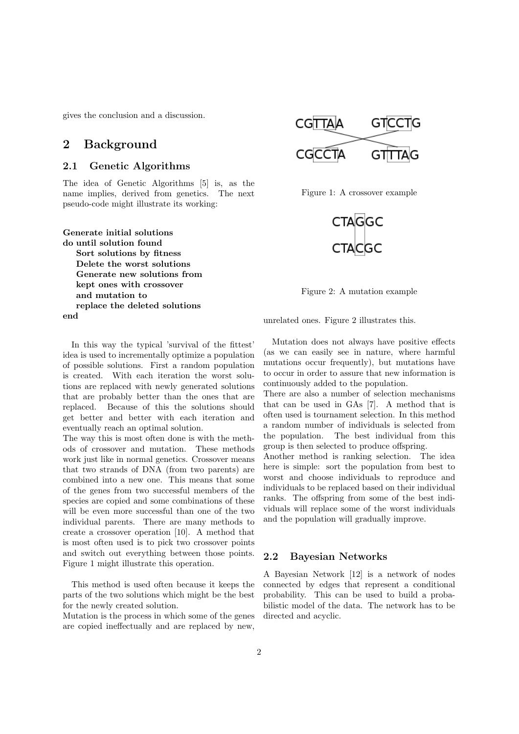gives the conclusion and a discussion.

## 2 Background

### 2.1 Genetic Algorithms

The idea of Genetic Algorithms [5] is, as the name implies, derived from genetics. The next pseudo-code might illustrate its working:

**Generate initial solutions**
**do until solution found**
  **Sort solutions by fitness**
  **Delete the worst solutions**
  **Generate new solutions from**
  **kept ones with crossover**
  **and mutation to**
  **replace the deleted solutions**
**end**

In this way the typical 'survival of the fittest' idea is used to incrementally optimize a population of possible solutions. First a random population is created. With each iteration the worst solutions are replaced with newly generated solutions that are probably better than the ones that are replaced. Because of this the solutions should get better and better with each iteration and eventually reach an optimal solution.
The way this is most often done is with the methods of crossover and mutation. These methods work just like in normal genetics. Crossover means that two strands of DNA (from two parents) are combined into a new one. This means that some of the genes from two successful members of the species are copied and some combinations of these will be even more successful than one of the two individual parents. There are many methods to create a crossover operation [10]. A method that is most often used is to pick two crossover points and switch out everything between those points. Figure 1 might illustrate this operation.

Figure 1: A crossover example

This method is used often because it keeps the parts of the two solutions which might be the best for the newly created solution.
Mutation is the process in which some of the genes are copied ineffectually and are replaced by new, unrelated ones. Figure 2 illustrates this.

Figure 2: A mutation example

Mutation does not always have positive effects (as we can easily see in nature, where harmful mutations occur frequently), but mutations have to occur in order to assure that new information is continuously added to the population.
There are also a number of selection mechanisms that can be used in GAs [7]. A method that is often used is tournament selection. In this method a random number of individuals is selected from the population. The best individual from this group is then selected to produce offspring.
Another method is ranking selection. The idea here is simple: sort the population from best to worst and choose individuals to reproduce and individuals to be replaced based on their individual ranks. The offspring from some of the best individuals will replace some of the worst individuals and the population will gradually improve.

### 2.2 Bayesian Networks

A Bayesian Network [12] is a network of nodes connected by edges that represent a conditional probability. This can be used to build a probabilistic model of the data. The network has to be directed and acyclic.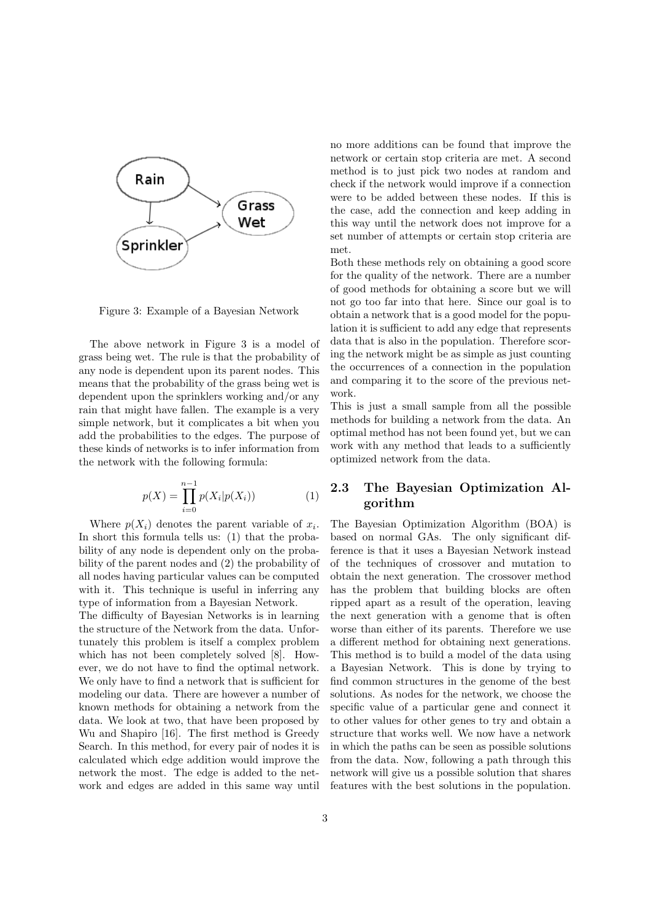Figure 3: Example of a Bayesian Network

The above network in Figure 3 is a model of grass being wet. The rule is that the probability of any node is dependent upon its parent nodes. This means that the probability of the grass being wet is dependent upon the sprinklers working and/or any rain that might have fallen. The example is a very simple network, but it complicates a bit when you add the probabilities to the edges. The purpose of these kinds of networks is to infer information from the network with the following formula:

$$p(X) = \prod_{i=0}^{n-1} p(X_i | p(X_i)) \quad (1)$$

Where $p(X_i)$ denotes the parent variable of $x_i$. In short this formula tells us: (1) that the probability of any node is dependent only on the probability of the parent nodes and (2) the probability of all nodes having particular values can be computed with it. This technique is useful in inferring any type of information from a Bayesian Network.

The difficulty of Bayesian Networks is in learning the structure of the Network from the data. Unfortunately this problem is itself a complex problem which has not been completely solved [8]. However, we do not have to find the optimal network. We only have to find a network that is sufficient for modeling our data. There are however a number of known methods for obtaining a network from the data. We look at two, that have been proposed by Wu and Shapiro [16]. The first method is Greedy Search. In this method, for every pair of nodes it is calculated which edge addition would improve the network the most. The edge is added to the network and edges are added in this same way until no more additions can be found that improve the network or certain stop criteria are met. A second method is to just pick two nodes at random and check if the network would improve if a connection were to be added between these nodes. If this is the case, add the connection and keep adding in this way until the network does not improve for a set number of attempts or certain stop criteria are met.

Both these methods rely on obtaining a good score for the quality of the network. There are a number of good methods for obtaining a score but we will not go too far into that here. Since our goal is to obtain a network that is a good model for the population it is sufficient to add any edge that represents data that is also in the population. Therefore scoring the network might be as simple as just counting the occurrences of a connection in the population and comparing it to the score of the previous network.

This is just a small sample from all the possible methods for building a network from the data. An optimal method has not been found yet, but we can work with any method that leads to a sufficiently optimized network from the data.

## 2.3 The Bayesian Optimization Algorithm

The Bayesian Optimization Algorithm (BOA) is based on normal GAs. The only significant difference is that it uses a Bayesian Network instead of the techniques of crossover and mutation to obtain the next generation. The crossover method has the problem that building blocks are often ripped apart as a result of the operation, leaving the next generation with a genome that is often worse than either of its parents. Therefore we use a different method for obtaining next generations. This method is to build a model of the data using a Bayesian Network. This is done by trying to find common structures in the genome of the best solutions. As nodes for the network, we choose the specific value of a particular gene and connect it to other values for other genes to try and obtain a structure that works well. We now have a network in which the paths can be seen as possible solutions from the data. Now, following a path through this network will give us a possible solution that shares features with the best solutions in the population.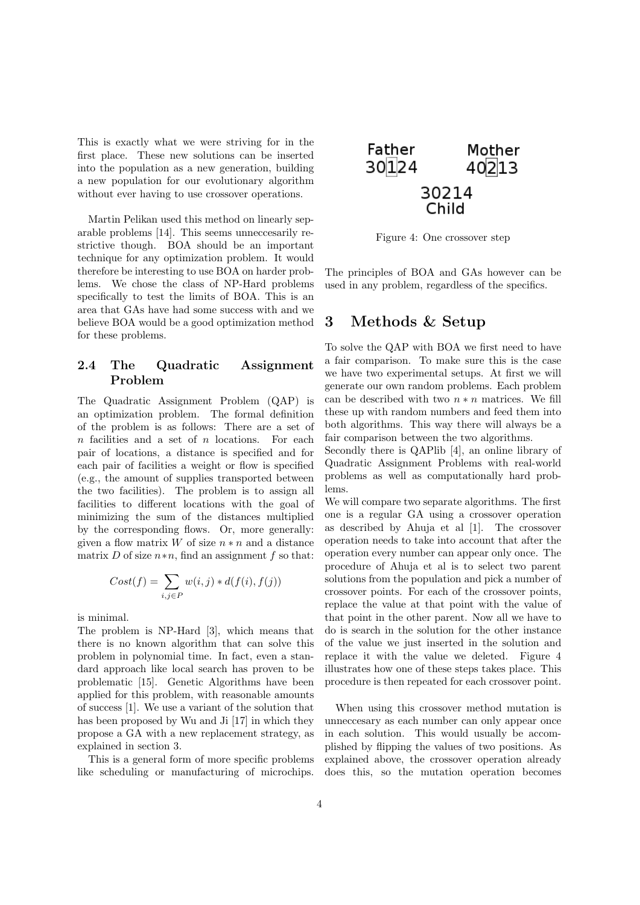This is exactly what we were striving for in the first place. These new solutions can be inserted into the population as a new generation, building a new population for our evolutionary algorithm without ever having to use crossover operations.

Martin Pelikan used this method on linearly separable problems [14]. This seems unneccesarily restrictive though. BOA should be an important technique for any optimization problem. It would therefore be interesting to use BOA on harder problems. We chose the class of NP-Hard problems specifically to test the limits of BOA. This is an area that GAs have had some success with and we believe BOA would be a good optimization method for these problems.

### 2.4 The Quadratic Assignment Problem

The Quadratic Assignment Problem (QAP) is an optimization problem. The formal definition of the problem is as follows: There are a set of $n$ facilities and a set of $n$ locations. For each pair of locations, a distance is specified and for each pair of facilities a weight or flow is specified (e.g., the amount of supplies transported between the two facilities). The problem is to assign all facilities to different locations with the goal of minimizing the sum of the distances multiplied by the corresponding flows. Or, more generally: given a flow matrix $W$ of size $n * n$ and a distance matrix $D$ of size $n*n$, find an assignment $f$ so that:

$$Cost(f) = \sum_{i,j \in P} w(i,j) * d(f(i), f(j))$$

is minimal.

The problem is NP-Hard [3], which means that there is no known algorithm that can solve this problem in polynomial time. In fact, even a standard approach like local search has proven to be problematic [15]. Genetic Algorithms have been applied for this problem, with reasonable amounts of success [1]. We use a variant of the solution that has been proposed by Wu and Ji [17] in which they propose a GA with a new replacement strategy, as explained in section 3.

This is a general form of more specific problems like scheduling or manufacturing of microchips. The principles of BOA and GAs however can be used in any problem, regardless of the specifics.

Father 30[1]24 Mother 40[2]13

30214 Child

Figure 4: One crossover step

## 3 Methods & Setup

To solve the QAP with BOA we first need to have a fair comparison. To make sure this is the case we have two experimental setups. At first we will generate our own random problems. Each problem can be described with two $n * n$ matrices. We fill these up with random numbers and feed them into both algorithms. This way there will always be a fair comparison between the two algorithms.

Secondly there is QAPlib [4], an online library of Quadratic Assignment Problems with real-world problems as well as computationally hard problems.

We will compare two separate algorithms. The first one is a regular GA using a crossover operation as described by Ahuja et al [1]. The crossover operation needs to take into account that after the operation every number can appear only once. The procedure of Ahuja et al is to select two parent solutions from the population and pick a number of crossover points. For each of the crossover points, replace the value at that point with the value of that point in the other parent. Now all we have to do is search in the solution for the other instance of the value we just inserted in the solution and replace it with the value we deleted. Figure 4 illustrates how one of these steps takes place. This procedure is then repeated for each crossover point.

When using this crossover method mutation is unneccesary as each number can only appear once in each solution. This would usually be accomplished by flipping the values of two positions. As explained above, the crossover operation already does this, so the mutation operation becomes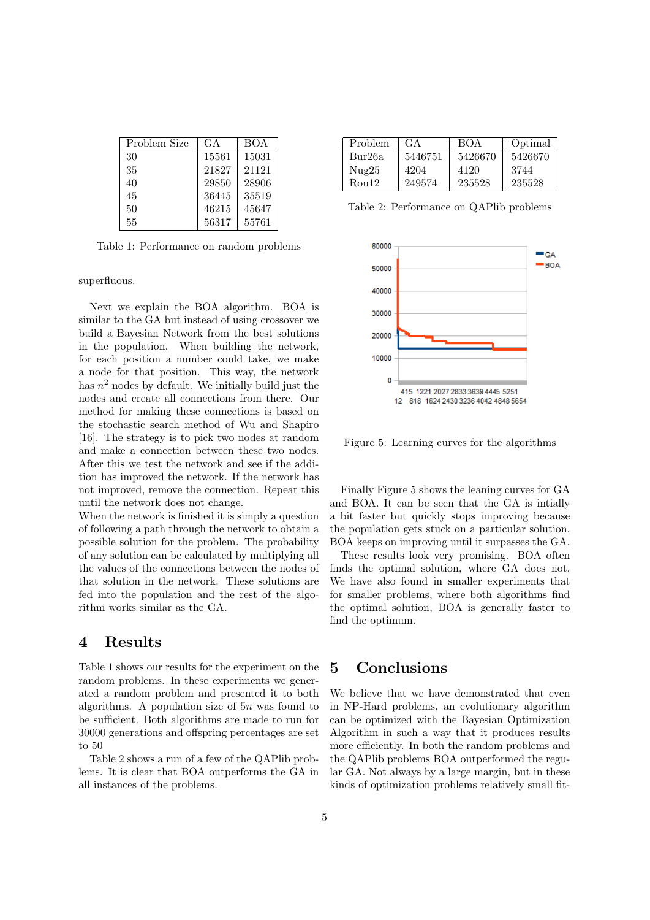| Problem Size | GA | BOA |
|---|---|---|
| 30 | 15561 | 15031 |
| 35 | 21827 | 21121 |
| 40 | 29850 | 28906 |
| 45 | 36445 | 35519 |
| 50 | 46215 | 45647 |
| 55 | 56317 | 55761 |

Table 1: Performance on random problems

superfluous.

Next we explain the BOA algorithm. BOA is similar to the GA but instead of using crossover we build a Bayesian Network from the best solutions in the population. When building the network, for each position a number could take, we make a node for that position. This way, the network has $n^2$ nodes by default. We initially build just the nodes and create all connections from there. Our method for making these connections is based on the stochastic search method of Wu and Shapiro [16]. The strategy is to pick two nodes at random and make a connection between these two nodes. After this we test the network and see if the addition has improved the network. If the network has not improved, remove the connection. Repeat this until the network does not change.
When the network is finished it is simply a question of following a path through the network to obtain a possible solution for the problem. The probability of any solution can be calculated by multiplying all the values of the connections between the nodes of that solution in the network. These solutions are fed into the population and the rest of the algorithm works similar as the GA.

## 4 Results

Table 1 shows our results for the experiment on the random problems. In these experiments we generated a random problem and presented it to both algorithms. A population size of $5n$ was found to be sufficient. Both algorithms are made to run for 30000 generations and offspring percentages are set to 50

Table 2 shows a run of a few of the QAPlib problems. It is clear that BOA outperforms the GA in all instances of the problems.

| Problem | GA | BOA | Optimal |
|---|---|---|---|
| Bur26a | 5446751 | 5426670 | 5426670 |
| Nug25 | 4204 | 4120 | 3744 |
| Rou12 | 249574 | 235528 | 235528 |

Table 2: Performance on QAPlib problems

Figure 5: Learning curves for the algorithms

Finally Figure 5 shows the leaning curves for GA and BOA. It can be seen that the GA is intially a bit faster but quickly stops improving because the population gets stuck on a particular solution. BOA keeps on improving until it surpasses the GA.

These results look very promising. BOA often finds the optimal solution, where GA does not. We have also found in smaller experiments that for smaller problems, where both algorithms find the optimal solution, BOA is generally faster to find the optimum.

## 5 Conclusions

We believe that we have demonstrated that even in NP-Hard problems, an evolutionary algorithm can be optimized with the Bayesian Optimization Algorithm in such a way that it produces results more efficiently. In both the random problems and the QAPlib problems BOA outperformed the regular GA. Not always by a large margin, but in these kinds of optimization problems relatively small fit-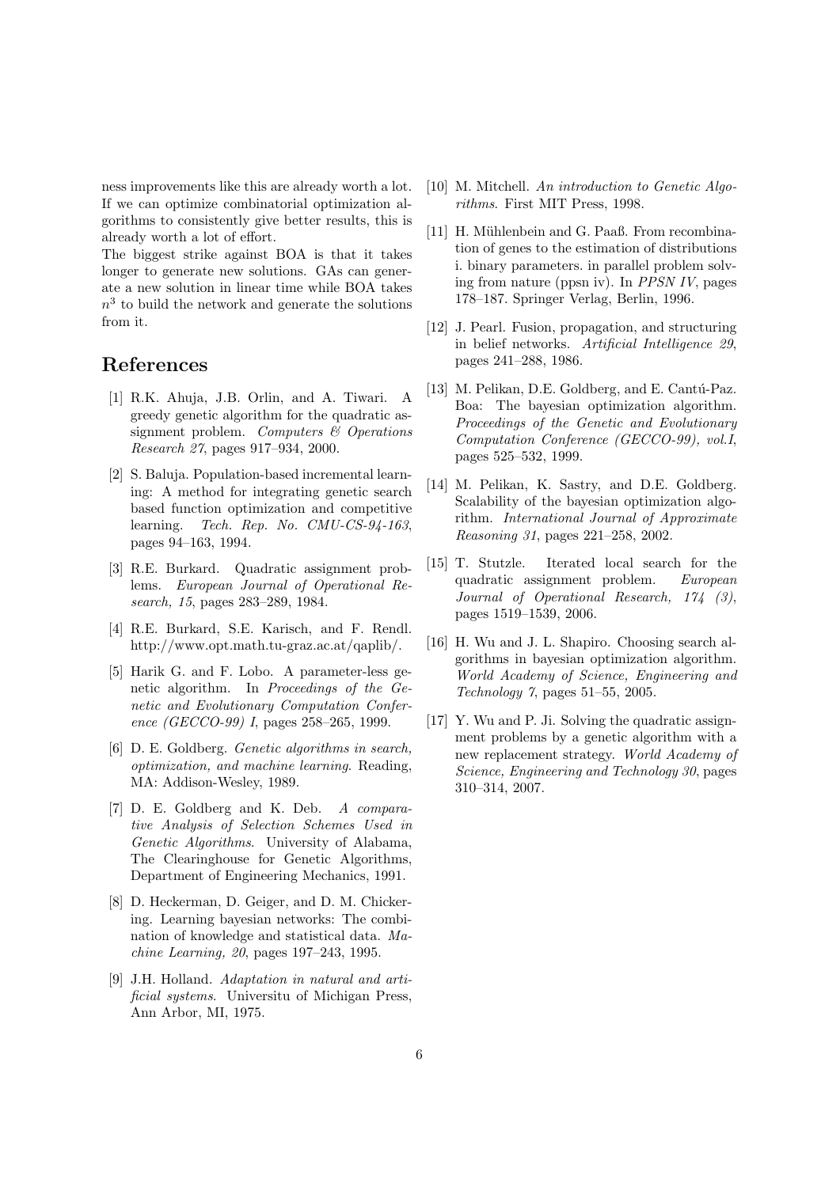ness improvements like this are already worth a lot. If we can optimize combinatorial optimization algorithms to consistently give better results, this is already worth a lot of effort.
The biggest strike against BOA is that it takes longer to generate new solutions. GAs can generate a new solution in linear time while BOA takes $n^3$ to build the network and generate the solutions from it.

## References

[1] R.K. Ahuja, J.B. Orlin, and A. Tiwari. A greedy genetic algorithm for the quadratic assignment problem. *Computers & Operations Research 27*, pages 917–934, 2000.

[2] S. Baluja. Population-based incremental learning: A method for integrating genetic search based function optimization and competitive learning. *Tech. Rep. No. CMU-CS-94-163*, pages 94–163, 1994.

[3] R.E. Burkard. Quadratic assignment problems. *European Journal of Operational Research, 15*, pages 283–289, 1984.

[4] R.E. Burkard, S.E. Karisch, and F. Rendl. http://www.opt.math.tu-graz.ac.at/qaplib/.

[5] Harik G. and F. Lobo. A parameter-less genetic algorithm. In *Proceedings of the Genetic and Evolutionary Computation Conference (GECCO-99) I*, pages 258–265, 1999.

[6] D. E. Goldberg. *Genetic algorithms in search, optimization, and machine learning*. Reading, MA: Addison-Wesley, 1989.

[7] D. E. Goldberg and K. Deb. *A comparative Analysis of Selection Schemes Used in Genetic Algorithms*. University of Alabama, The Clearinghouse for Genetic Algorithms, Department of Engineering Mechanics, 1991.

[8] D. Heckerman, D. Geiger, and D. M. Chickering. Learning bayesian networks: The combination of knowledge and statistical data. *Machine Learning, 20*, pages 197–243, 1995.

[9] J.H. Holland. *Adaptation in natural and artificial systems*. Universitu of Michigan Press, Ann Arbor, MI, 1975.

[10] M. Mitchell. *An introduction to Genetic Algorithms*. First MIT Press, 1998.

[11] H. Mühlenbein and G. Paaß. From recombination of genes to the estimation of distributions i. binary parameters. in parallel problem solving from nature (ppsn iv). In *PPSN IV*, pages 178–187. Springer Verlag, Berlin, 1996.

[12] J. Pearl. Fusion, propagation, and structuring in belief networks. *Artificial Intelligence 29*, pages 241–288, 1986.

[13] M. Pelikan, D.E. Goldberg, and E. Cantú-Paz. Boa: The bayesian optimization algorithm. *Proceedings of the Genetic and Evolutionary Computation Conference (GECCO-99), vol.I*, pages 525–532, 1999.

[14] M. Pelikan, K. Sastry, and D.E. Goldberg. Scalability of the bayesian optimization algorithm. *International Journal of Approximate Reasoning 31*, pages 221–258, 2002.

[15] T. Stutzle. Iterated local search for the quadratic assignment problem. *European Journal of Operational Research, 174 (3)*, pages 1519–1539, 2006.

[16] H. Wu and J. L. Shapiro. Choosing search algorithms in bayesian optimization algorithm. *World Academy of Science, Engineering and Technology 7*, pages 51–55, 2005.

[17] Y. Wu and P. Ji. Solving the quadratic assignment problems by a genetic algorithm with a new replacement strategy. *World Academy of Science, Engineering and Technology 30*, pages 310–314, 2007.